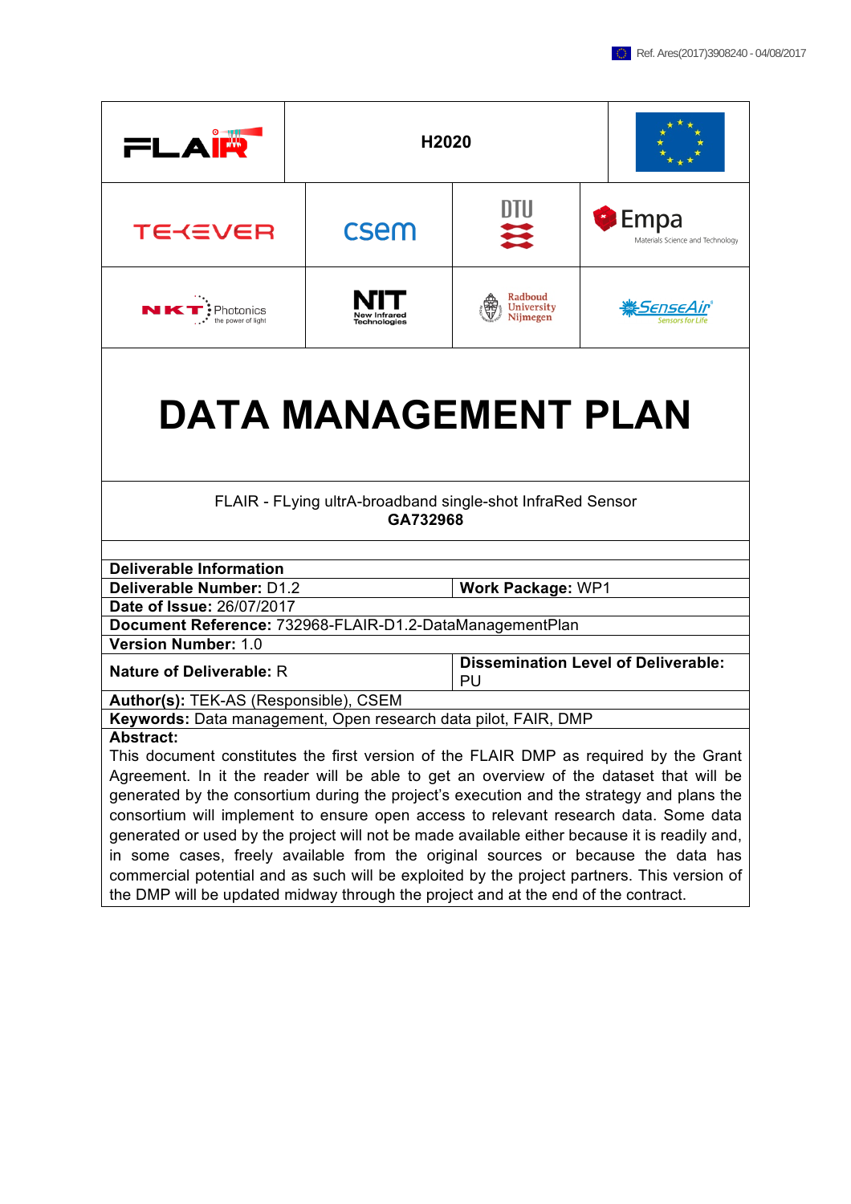Ref. Ares(2017)3908240 - 04/08/2017

H2020

# DATA MANAGEMENT PLAN

FLAIR - FLying ultrA-broadband single-shot InfraRed Sensor
**GA732968**

| **Deliverable Information** | |
|---|---|
| **Deliverable Number:** D1.2 | **Work Package:** WP1 |
| **Date of Issue:** 26/07/2017 | |
| **Document Reference:** 732968-FLAIR-D1.2-DataManagementPlan | |
| **Version Number:** 1.0 | |
| **Nature of Deliverable:** R | **Dissemination Level of Deliverable:** PU |
| **Author(s):** TEK-AS (Responsible), CSEM | |
| **Keywords:** Data management, Open research data pilot, FAIR, DMP | |

**Abstract:**
This document constitutes the first version of the FLAIR DMP as required by the Grant Agreement. In it the reader will be able to get an overview of the dataset that will be generated by the consortium during the project's execution and the strategy and plans the consortium will implement to ensure open access to relevant research data. Some data generated or used by the project will not be made available either because it is readily and, in some cases, freely available from the original sources or because the data has commercial potential and as such will be exploited by the project partners. This version of the DMP will be updated midway through the project and at the end of the contract.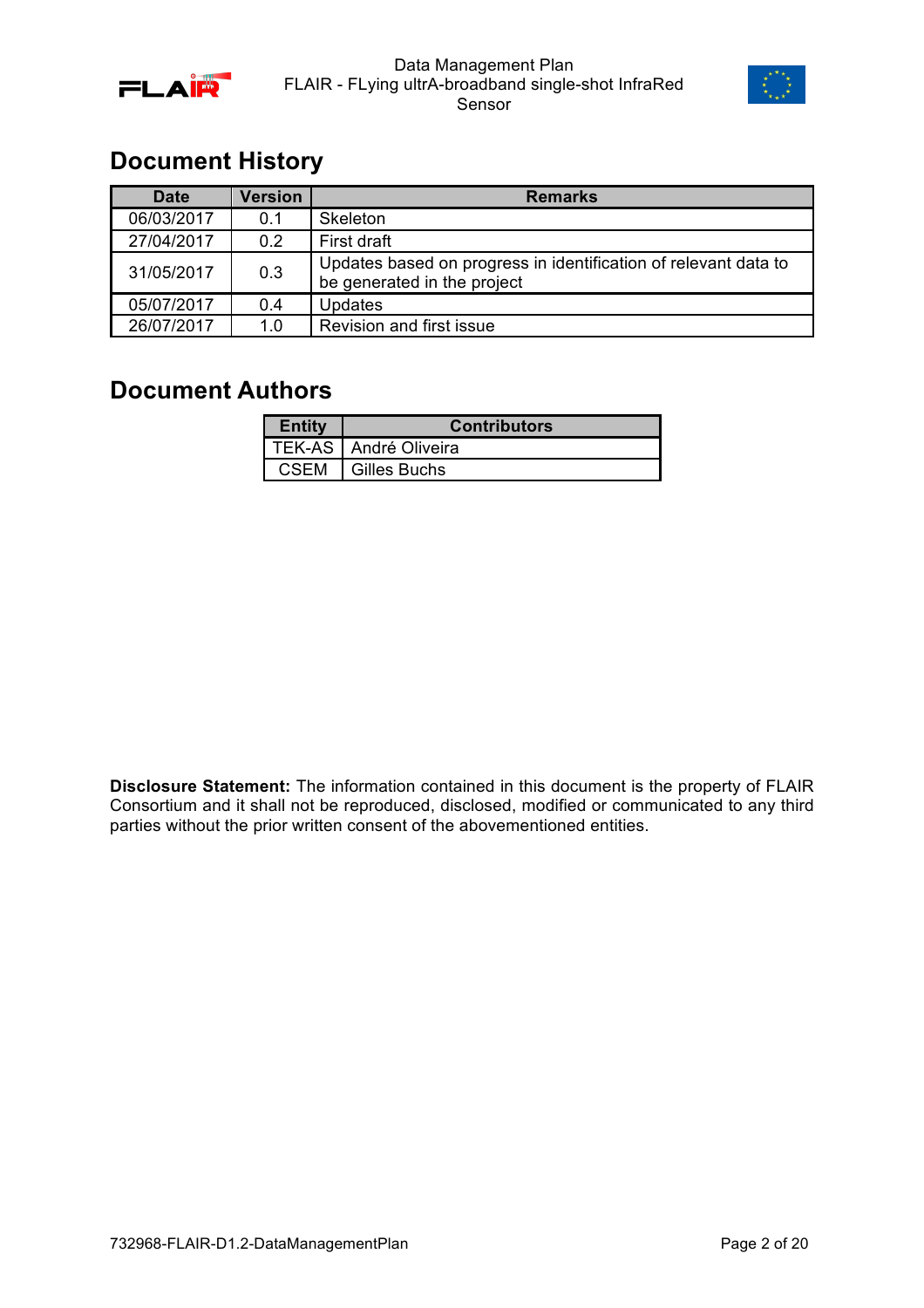# Document History

| Date | Version | Remarks |
|---|---|---|
| 06/03/2017 | 0.1 | Skeleton |
| 27/04/2017 | 0.2 | First draft |
| 31/05/2017 | 0.3 | Updates based on progress in identification of relevant data to be generated in the project |
| 05/07/2017 | 0.4 | Updates |
| 26/07/2017 | 1.0 | Revision and first issue |

# Document Authors

| Entity | Contributors |
|---|---|
| TEK-AS | André Oliveira |
| CSEM | Gilles Buchs |

**Disclosure Statement:** The information contained in this document is the property of FLAIR Consortium and it shall not be reproduced, disclosed, modified or communicated to any third parties without the prior written consent of the abovementioned entities.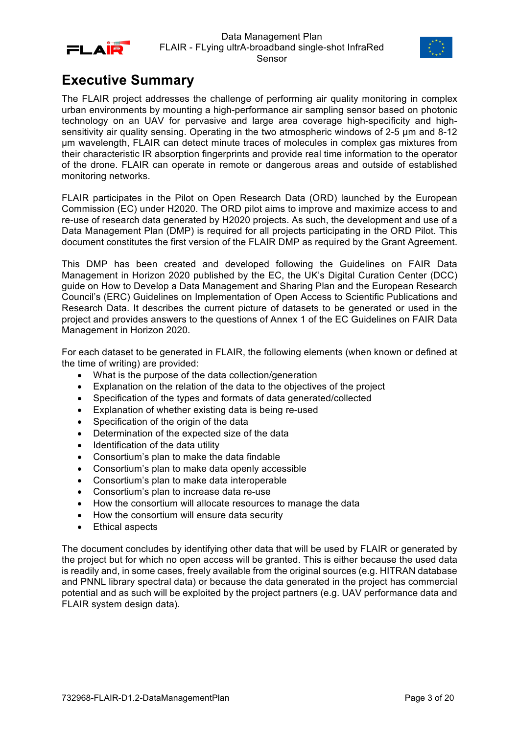# Executive Summary

The FLAIR project addresses the challenge of performing air quality monitoring in complex urban environments by mounting a high-performance air sampling sensor based on photonic technology on an UAV for pervasive and large area coverage high-specificity and high-sensitivity air quality sensing. Operating in the two atmospheric windows of 2-5 μm and 8-12 μm wavelength, FLAIR can detect minute traces of molecules in complex gas mixtures from their characteristic IR absorption fingerprints and provide real time information to the operator of the drone. FLAIR can operate in remote or dangerous areas and outside of established monitoring networks.

FLAIR participates in the Pilot on Open Research Data (ORD) launched by the European Commission (EC) under H2020. The ORD pilot aims to improve and maximize access to and re-use of research data generated by H2020 projects. As such, the development and use of a Data Management Plan (DMP) is required for all projects participating in the ORD Pilot. This document constitutes the first version of the FLAIR DMP as required by the Grant Agreement.

This DMP has been created and developed following the Guidelines on FAIR Data Management in Horizon 2020 published by the EC, the UK's Digital Curation Center (DCC) guide on How to Develop a Data Management and Sharing Plan and the European Research Council's (ERC) Guidelines on Implementation of Open Access to Scientific Publications and Research Data. It describes the current picture of datasets to be generated or used in the project and provides answers to the questions of Annex 1 of the EC Guidelines on FAIR Data Management in Horizon 2020.

For each dataset to be generated in FLAIR, the following elements (when known or defined at the time of writing) are provided:

- What is the purpose of the data collection/generation
- Explanation on the relation of the data to the objectives of the project
- Specification of the types and formats of data generated/collected
- Explanation of whether existing data is being re-used
- Specification of the origin of the data
- Determination of the expected size of the data
- Identification of the data utility
- Consortium's plan to make the data findable
- Consortium's plan to make data openly accessible
- Consortium's plan to make data interoperable
- Consortium's plan to increase data re-use
- How the consortium will allocate resources to manage the data
- How the consortium will ensure data security
- Ethical aspects

The document concludes by identifying other data that will be used by FLAIR or generated by the project but for which no open access will be granted. This is either because the used data is readily and, in some cases, freely available from the original sources (e.g. HITRAN database and PNNL library spectral data) or because the data generated in the project has commercial potential and as such will be exploited by the project partners (e.g. UAV performance data and FLAIR system design data).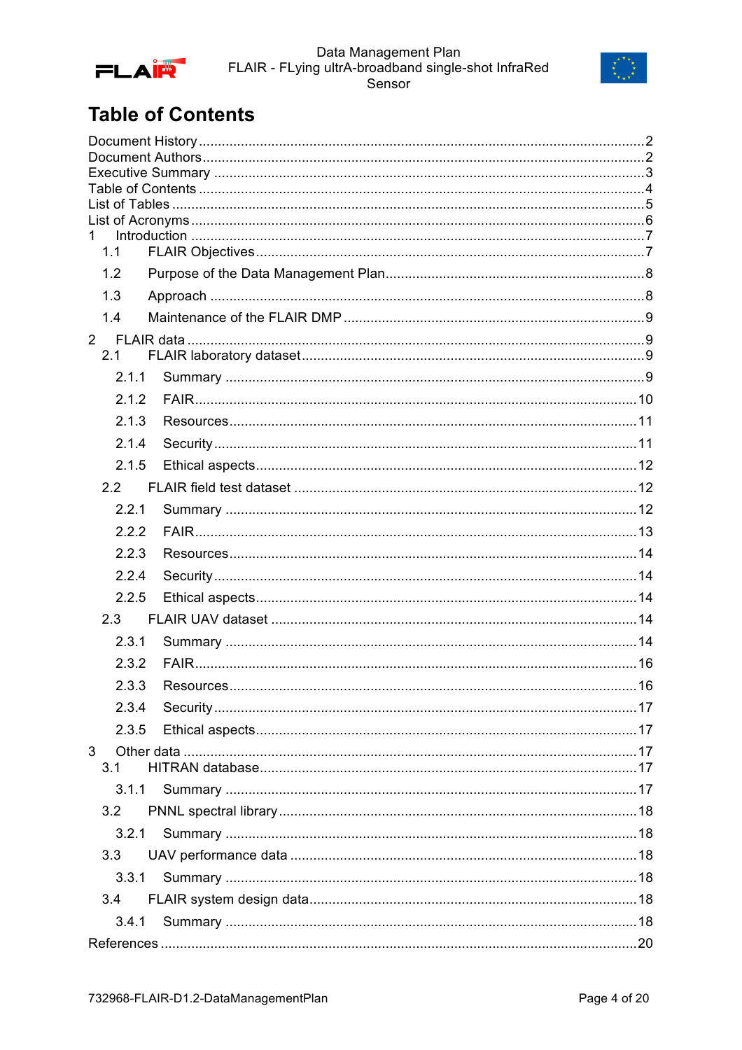# Table of Contents

Document History ........................................................................................................ 2
Document Authors ........................................................................................................ 2
Executive Summary ...................................................................................................... 3
Table of Contents .......................................................................................................... 4
List of Tables ................................................................................................................. 5
List of Acronyms ............................................................................................................ 6
1 Introduction ............................................................................................................... 7
  1.1 FLAIR Objectives ................................................................................................. 7
  1.2 Purpose of the Data Management Plan ................................................................ 8
  1.3 Approach .............................................................................................................. 8
  1.4 Maintenance of the FLAIR DMP ........................................................................... 9
2 FLAIR data .................................................................................................................. 9
  2.1 FLAIR laboratory dataset ...................................................................................... 9
    2.1.1 Summary ......................................................................................................... 9
    2.1.2 FAIR .............................................................................................................. 10
    2.1.3 Resources ..................................................................................................... 11
    2.1.4 Security ......................................................................................................... 11
    2.1.5 Ethical aspects .............................................................................................. 12
  2.2 FLAIR field test dataset ....................................................................................... 12
    2.2.1 Summary ....................................................................................................... 12
    2.2.2 FAIR .............................................................................................................. 13
    2.2.3 Resources ..................................................................................................... 14
    2.2.4 Security ......................................................................................................... 14
    2.2.5 Ethical aspects .............................................................................................. 14
  2.3 FLAIR UAV dataset ............................................................................................. 14
    2.3.1 Summary ....................................................................................................... 14
    2.3.2 FAIR .............................................................................................................. 16
    2.3.3 Resources ..................................................................................................... 16
    2.3.4 Security ......................................................................................................... 17
    2.3.5 Ethical aspects .............................................................................................. 17
3 Other data ................................................................................................................. 17
  3.1 HITRAN database ............................................................................................... 17
    3.1.1 Summary ....................................................................................................... 17
  3.2 PNNL spectral library .......................................................................................... 18
    3.2.1 Summary ....................................................................................................... 18
  3.3 UAV performance data ........................................................................................ 18
    3.3.1 Summary ....................................................................................................... 18
  3.4 FLAIR system design data .................................................................................. 18
    3.4.1 Summary ....................................................................................................... 18
References .................................................................................................................. 20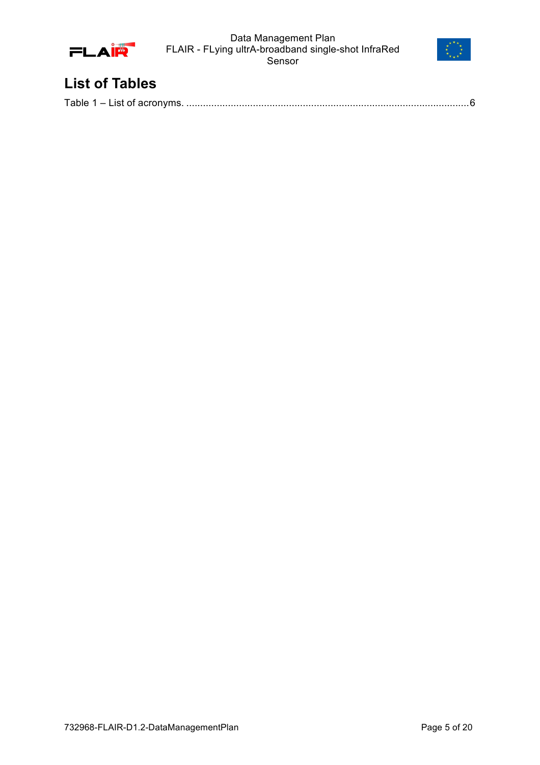# List of Tables

Table 1 – List of acronyms. ......................................................................................................6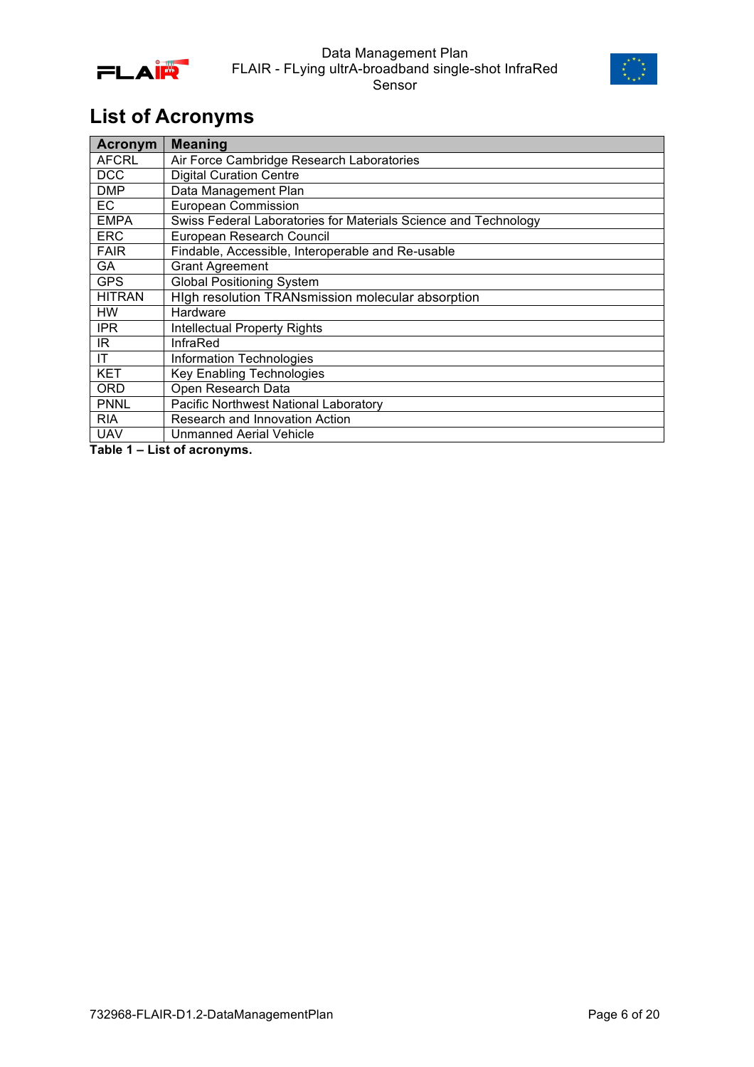# List of Acronyms

| Acronym | Meaning |
|---|---|
| AFCRL | Air Force Cambridge Research Laboratories |
| DCC | Digital Curation Centre |
| DMP | Data Management Plan |
| EC | European Commission |
| EMPA | Swiss Federal Laboratories for Materials Science and Technology |
| ERC | European Research Council |
| FAIR | Findable, Accessible, Interoperable and Re-usable |
| GA | Grant Agreement |
| GPS | Global Positioning System |
| HITRAN | HIgh resolution TRANsmission molecular absorption |
| HW | Hardware |
| IPR | Intellectual Property Rights |
| IR | InfraRed |
| IT | Information Technologies |
| KET | Key Enabling Technologies |
| ORD | Open Research Data |
| PNNL | Pacific Northwest National Laboratory |
| RIA | Research and Innovation Action |
| UAV | Unmanned Aerial Vehicle |

**Table 1 – List of acronyms.**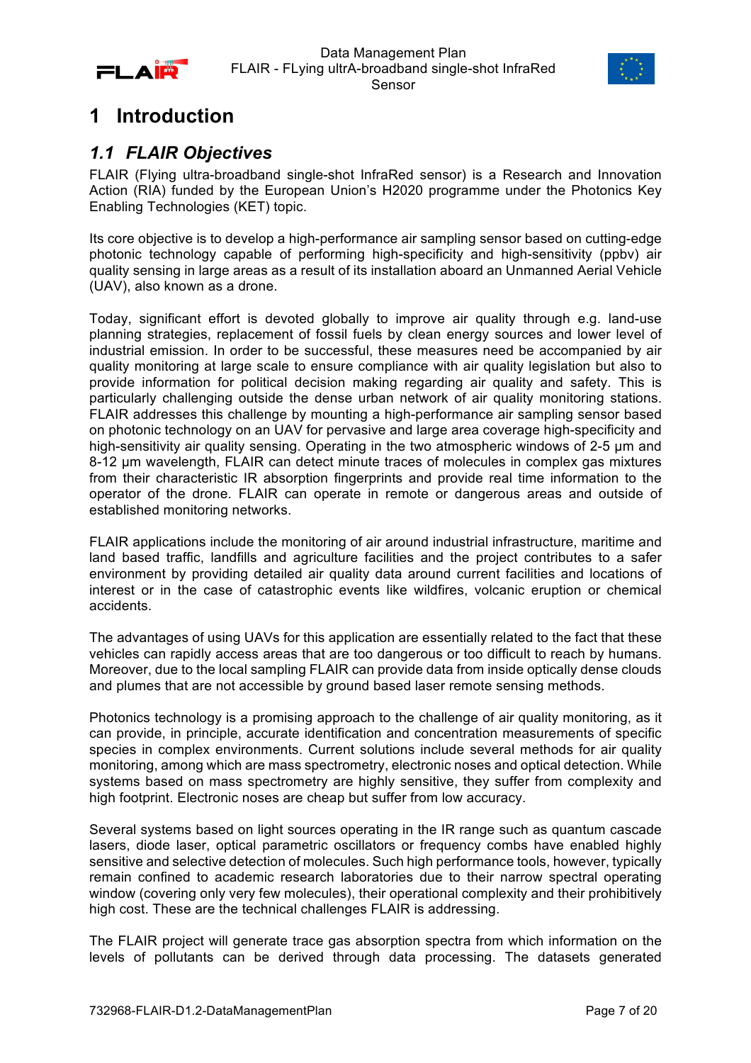# 1 Introduction

## *1.1 FLAIR Objectives*

FLAIR (Flying ultra-broadband single-shot InfraRed sensor) is a Research and Innovation Action (RIA) funded by the European Union's H2020 programme under the Photonics Key Enabling Technologies (KET) topic.

Its core objective is to develop a high-performance air sampling sensor based on cutting-edge photonic technology capable of performing high-specificity and high-sensitivity (ppbv) air quality sensing in large areas as a result of its installation aboard an Unmanned Aerial Vehicle (UAV), also known as a drone.

Today, significant effort is devoted globally to improve air quality through e.g. land-use planning strategies, replacement of fossil fuels by clean energy sources and lower level of industrial emission. In order to be successful, these measures need be accompanied by air quality monitoring at large scale to ensure compliance with air quality legislation but also to provide information for political decision making regarding air quality and safety. This is particularly challenging outside the dense urban network of air quality monitoring stations. FLAIR addresses this challenge by mounting a high-performance air sampling sensor based on photonic technology on an UAV for pervasive and large area coverage high-specificity and high-sensitivity air quality sensing. Operating in the two atmospheric windows of 2-5 μm and 8-12 μm wavelength, FLAIR can detect minute traces of molecules in complex gas mixtures from their characteristic IR absorption fingerprints and provide real time information to the operator of the drone. FLAIR can operate in remote or dangerous areas and outside of established monitoring networks.

FLAIR applications include the monitoring of air around industrial infrastructure, maritime and land based traffic, landfills and agriculture facilities and the project contributes to a safer environment by providing detailed air quality data around current facilities and locations of interest or in the case of catastrophic events like wildfires, volcanic eruption or chemical accidents.

The advantages of using UAVs for this application are essentially related to the fact that these vehicles can rapidly access areas that are too dangerous or too difficult to reach by humans. Moreover, due to the local sampling FLAIR can provide data from inside optically dense clouds and plumes that are not accessible by ground based laser remote sensing methods.

Photonics technology is a promising approach to the challenge of air quality monitoring, as it can provide, in principle, accurate identification and concentration measurements of specific species in complex environments. Current solutions include several methods for air quality monitoring, among which are mass spectrometry, electronic noses and optical detection. While systems based on mass spectrometry are highly sensitive, they suffer from complexity and high footprint. Electronic noses are cheap but suffer from low accuracy.

Several systems based on light sources operating in the IR range such as quantum cascade lasers, diode laser, optical parametric oscillators or frequency combs have enabled highly sensitive and selective detection of molecules. Such high performance tools, however, typically remain confined to academic research laboratories due to their narrow spectral operating window (covering only very few molecules), their operational complexity and their prohibitively high cost. These are the technical challenges FLAIR is addressing.

The FLAIR project will generate trace gas absorption spectra from which information on the levels of pollutants can be derived through data processing. The datasets generated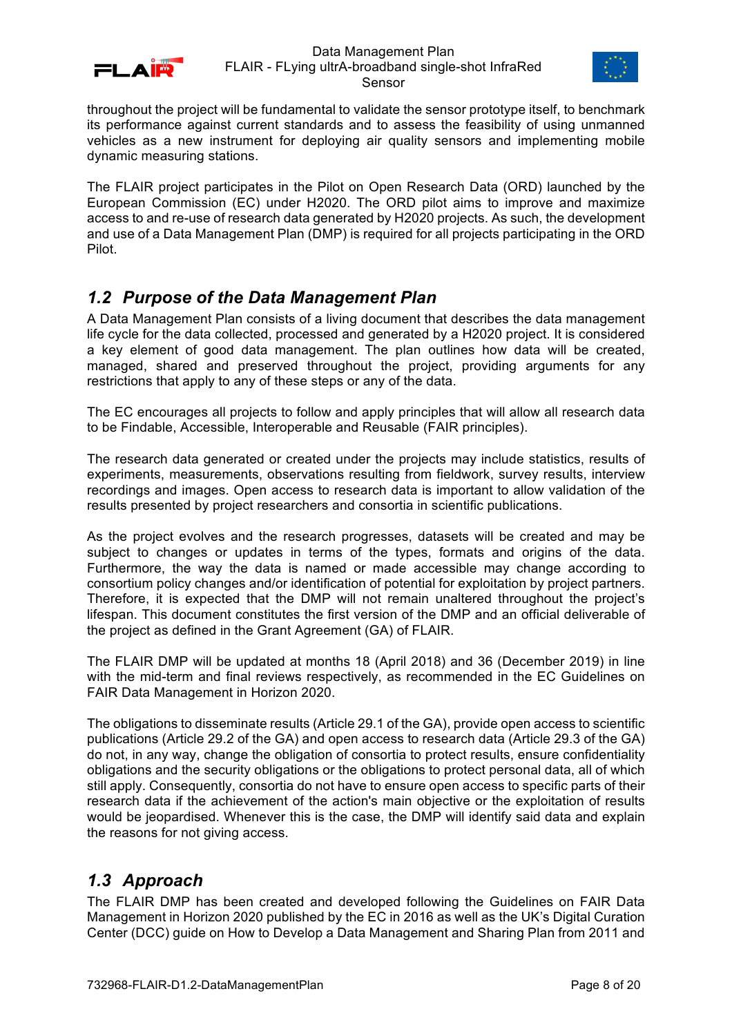throughout the project will be fundamental to validate the sensor prototype itself, to benchmark its performance against current standards and to assess the feasibility of using unmanned vehicles as a new instrument for deploying air quality sensors and implementing mobile dynamic measuring stations.

The FLAIR project participates in the Pilot on Open Research Data (ORD) launched by the European Commission (EC) under H2020. The ORD pilot aims to improve and maximize access to and re-use of research data generated by H2020 projects. As such, the development and use of a Data Management Plan (DMP) is required for all projects participating in the ORD Pilot.

## *1.2 Purpose of the Data Management Plan*

A Data Management Plan consists of a living document that describes the data management life cycle for the data collected, processed and generated by a H2020 project. It is considered a key element of good data management. The plan outlines how data will be created, managed, shared and preserved throughout the project, providing arguments for any restrictions that apply to any of these steps or any of the data.

The EC encourages all projects to follow and apply principles that will allow all research data to be Findable, Accessible, Interoperable and Reusable (FAIR principles).

The research data generated or created under the projects may include statistics, results of experiments, measurements, observations resulting from fieldwork, survey results, interview recordings and images. Open access to research data is important to allow validation of the results presented by project researchers and consortia in scientific publications.

As the project evolves and the research progresses, datasets will be created and may be subject to changes or updates in terms of the types, formats and origins of the data. Furthermore, the way the data is named or made accessible may change according to consortium policy changes and/or identification of potential for exploitation by project partners. Therefore, it is expected that the DMP will not remain unaltered throughout the project's lifespan. This document constitutes the first version of the DMP and an official deliverable of the project as defined in the Grant Agreement (GA) of FLAIR.

The FLAIR DMP will be updated at months 18 (April 2018) and 36 (December 2019) in line with the mid-term and final reviews respectively, as recommended in the EC Guidelines on FAIR Data Management in Horizon 2020.

The obligations to disseminate results (Article 29.1 of the GA), provide open access to scientific publications (Article 29.2 of the GA) and open access to research data (Article 29.3 of the GA) do not, in any way, change the obligation of consortia to protect results, ensure confidentiality obligations and the security obligations or the obligations to protect personal data, all of which still apply. Consequently, consortia do not have to ensure open access to specific parts of their research data if the achievement of the action's main objective or the exploitation of results would be jeopardised. Whenever this is the case, the DMP will identify said data and explain the reasons for not giving access.

## *1.3 Approach*

The FLAIR DMP has been created and developed following the Guidelines on FAIR Data Management in Horizon 2020 published by the EC in 2016 as well as the UK's Digital Curation Center (DCC) guide on How to Develop a Data Management and Sharing Plan from 2011 and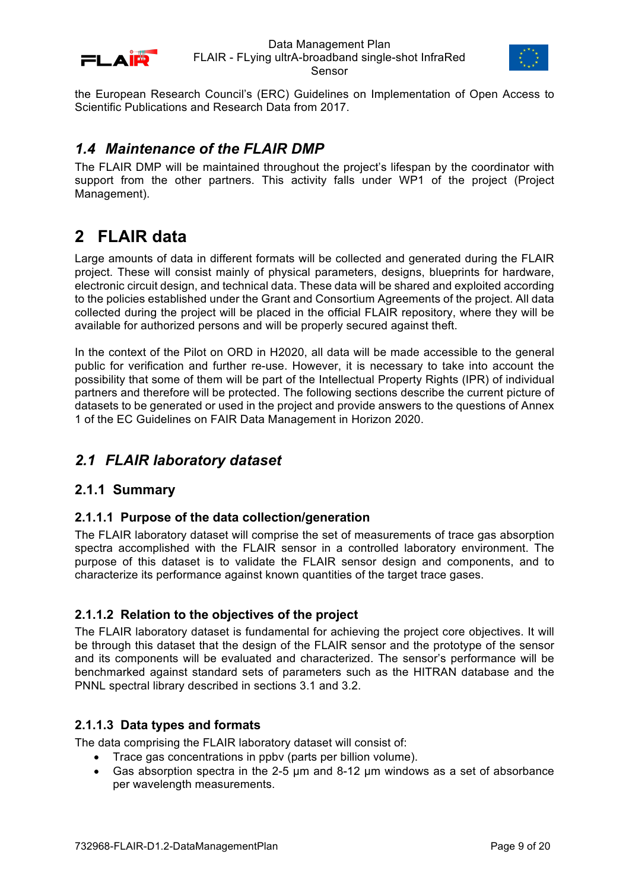the European Research Council's (ERC) Guidelines on Implementation of Open Access to Scientific Publications and Research Data from 2017.

## *1.4 Maintenance of the FLAIR DMP*

The FLAIR DMP will be maintained throughout the project's lifespan by the coordinator with support from the other partners. This activity falls under WP1 of the project (Project Management).

# 2 FLAIR data

Large amounts of data in different formats will be collected and generated during the FLAIR project. These will consist mainly of physical parameters, designs, blueprints for hardware, electronic circuit design, and technical data. These data will be shared and exploited according to the policies established under the Grant and Consortium Agreements of the project. All data collected during the project will be placed in the official FLAIR repository, where they will be available for authorized persons and will be properly secured against theft.

In the context of the Pilot on ORD in H2020, all data will be made accessible to the general public for verification and further re-use. However, it is necessary to take into account the possibility that some of them will be part of the Intellectual Property Rights (IPR) of individual partners and therefore will be protected. The following sections describe the current picture of datasets to be generated or used in the project and provide answers to the questions of Annex 1 of the EC Guidelines on FAIR Data Management in Horizon 2020.

## *2.1 FLAIR laboratory dataset*

### 2.1.1 Summary

#### 2.1.1.1 Purpose of the data collection/generation

The FLAIR laboratory dataset will comprise the set of measurements of trace gas absorption spectra accomplished with the FLAIR sensor in a controlled laboratory environment. The purpose of this dataset is to validate the FLAIR sensor design and components, and to characterize its performance against known quantities of the target trace gases.

#### 2.1.1.2 Relation to the objectives of the project

The FLAIR laboratory dataset is fundamental for achieving the project core objectives. It will be through this dataset that the design of the FLAIR sensor and the prototype of the sensor and its components will be evaluated and characterized. The sensor's performance will be benchmarked against standard sets of parameters such as the HITRAN database and the PNNL spectral library described in sections 3.1 and 3.2.

#### 2.1.1.3 Data types and formats

The data comprising the FLAIR laboratory dataset will consist of:

- Trace gas concentrations in ppbv (parts per billion volume).
- Gas absorption spectra in the 2-5 μm and 8-12 μm windows as a set of absorbance per wavelength measurements.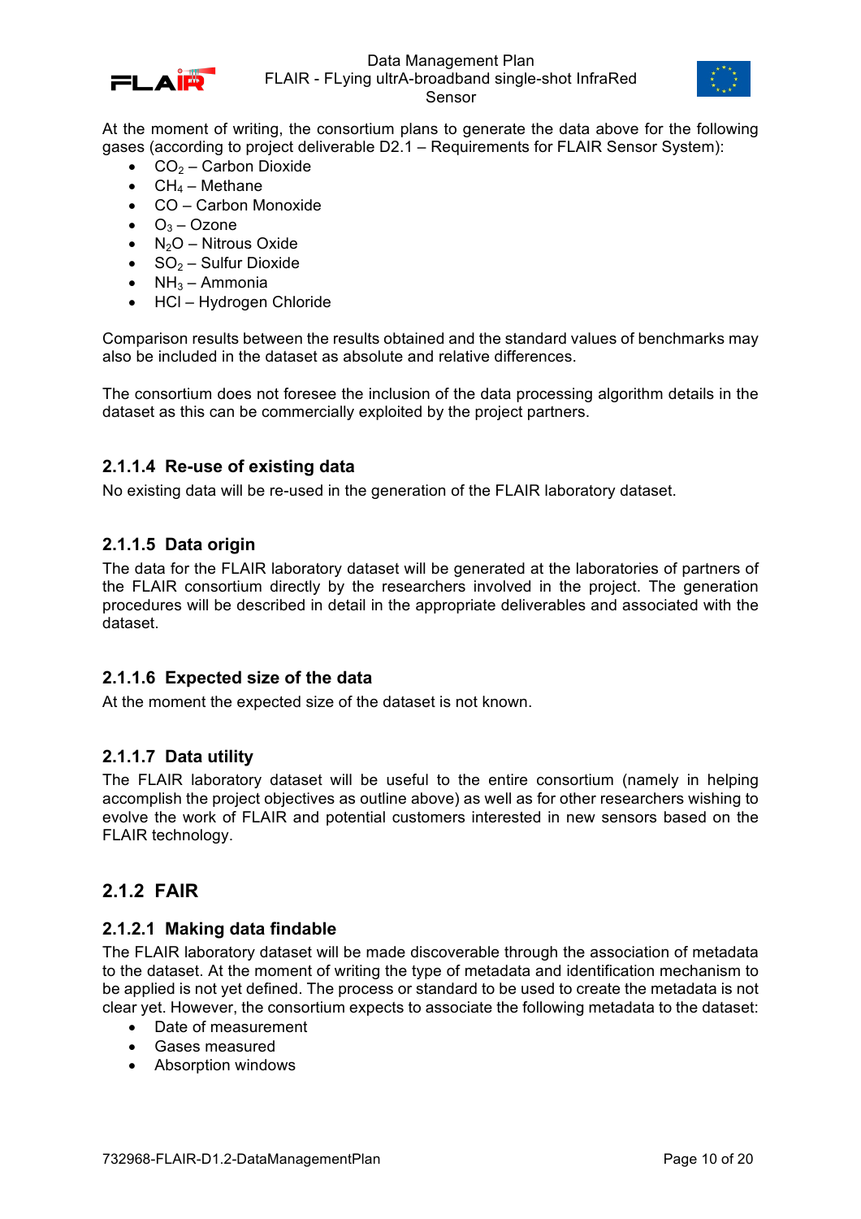At the moment of writing, the consortium plans to generate the data above for the following gases (according to project deliverable D2.1 – Requirements for FLAIR Sensor System):

- $CO_2$ – Carbon Dioxide
- $CH_4$ – Methane
- CO – Carbon Monoxide
- $O_3$ – Ozone
- $N_2O$ – Nitrous Oxide
- $SO_2$ – Sulfur Dioxide
- $NH_3$ – Ammonia
- HCl – Hydrogen Chloride

Comparison results between the results obtained and the standard values of benchmarks may also be included in the dataset as absolute and relative differences.

The consortium does not foresee the inclusion of the data processing algorithm details in the dataset as this can be commercially exploited by the project partners.

#### 2.1.1.4 Re-use of existing data

No existing data will be re-used in the generation of the FLAIR laboratory dataset.

#### 2.1.1.5 Data origin

The data for the FLAIR laboratory dataset will be generated at the laboratories of partners of the FLAIR consortium directly by the researchers involved in the project. The generation procedures will be described in detail in the appropriate deliverables and associated with the dataset.

#### 2.1.1.6 Expected size of the data

At the moment the expected size of the dataset is not known.

#### 2.1.1.7 Data utility

The FLAIR laboratory dataset will be useful to the entire consortium (namely in helping accomplish the project objectives as outline above) as well as for other researchers wishing to evolve the work of FLAIR and potential customers interested in new sensors based on the FLAIR technology.

### 2.1.2 FAIR

#### 2.1.2.1 Making data findable

The FLAIR laboratory dataset will be made discoverable through the association of metadata to the dataset. At the moment of writing the type of metadata and identification mechanism to be applied is not yet defined. The process or standard to be used to create the metadata is not clear yet. However, the consortium expects to associate the following metadata to the dataset:

- Date of measurement
- Gases measured
- Absorption windows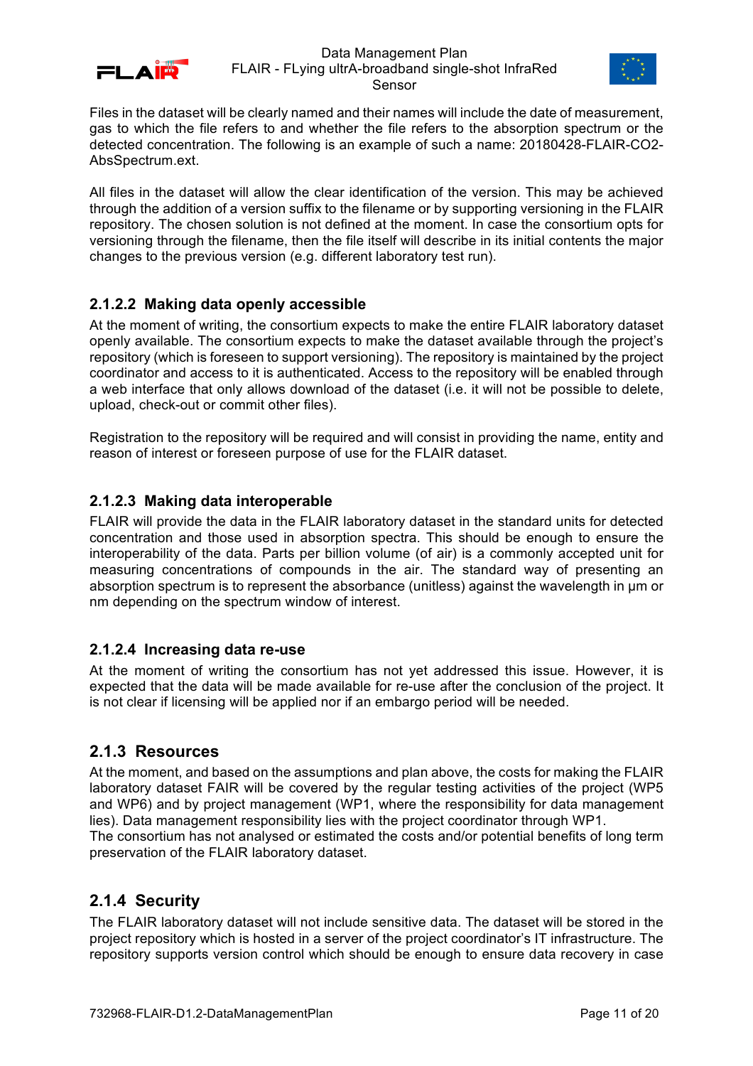Files in the dataset will be clearly named and their names will include the date of measurement, gas to which the file refers to and whether the file refers to the absorption spectrum or the detected concentration. The following is an example of such a name: 20180428-FLAIR-CO2-AbsSpectrum.ext.

All files in the dataset will allow the clear identification of the version. This may be achieved through the addition of a version suffix to the filename or by supporting versioning in the FLAIR repository. The chosen solution is not defined at the moment. In case the consortium opts for versioning through the filename, then the file itself will describe in its initial contents the major changes to the previous version (e.g. different laboratory test run).

#### 2.1.2.2 Making data openly accessible

At the moment of writing, the consortium expects to make the entire FLAIR laboratory dataset openly available. The consortium expects to make the dataset available through the project's repository (which is foreseen to support versioning). The repository is maintained by the project coordinator and access to it is authenticated. Access to the repository will be enabled through a web interface that only allows download of the dataset (i.e. it will not be possible to delete, upload, check-out or commit other files).

Registration to the repository will be required and will consist in providing the name, entity and reason of interest or foreseen purpose of use for the FLAIR dataset.

#### 2.1.2.3 Making data interoperable

FLAIR will provide the data in the FLAIR laboratory dataset in the standard units for detected concentration and those used in absorption spectra. This should be enough to ensure the interoperability of the data. Parts per billion volume (of air) is a commonly accepted unit for measuring concentrations of compounds in the air. The standard way of presenting an absorption spectrum is to represent the absorbance (unitless) against the wavelength in μm or nm depending on the spectrum window of interest.

#### 2.1.2.4 Increasing data re-use

At the moment of writing the consortium has not yet addressed this issue. However, it is expected that the data will be made available for re-use after the conclusion of the project. It is not clear if licensing will be applied nor if an embargo period will be needed.

### 2.1.3 Resources

At the moment, and based on the assumptions and plan above, the costs for making the FLAIR laboratory dataset FAIR will be covered by the regular testing activities of the project (WP5 and WP6) and by project management (WP1, where the responsibility for data management lies). Data management responsibility lies with the project coordinator through WP1.
The consortium has not analysed or estimated the costs and/or potential benefits of long term preservation of the FLAIR laboratory dataset.

### 2.1.4 Security

The FLAIR laboratory dataset will not include sensitive data. The dataset will be stored in the project repository which is hosted in a server of the project coordinator's IT infrastructure. The repository supports version control which should be enough to ensure data recovery in case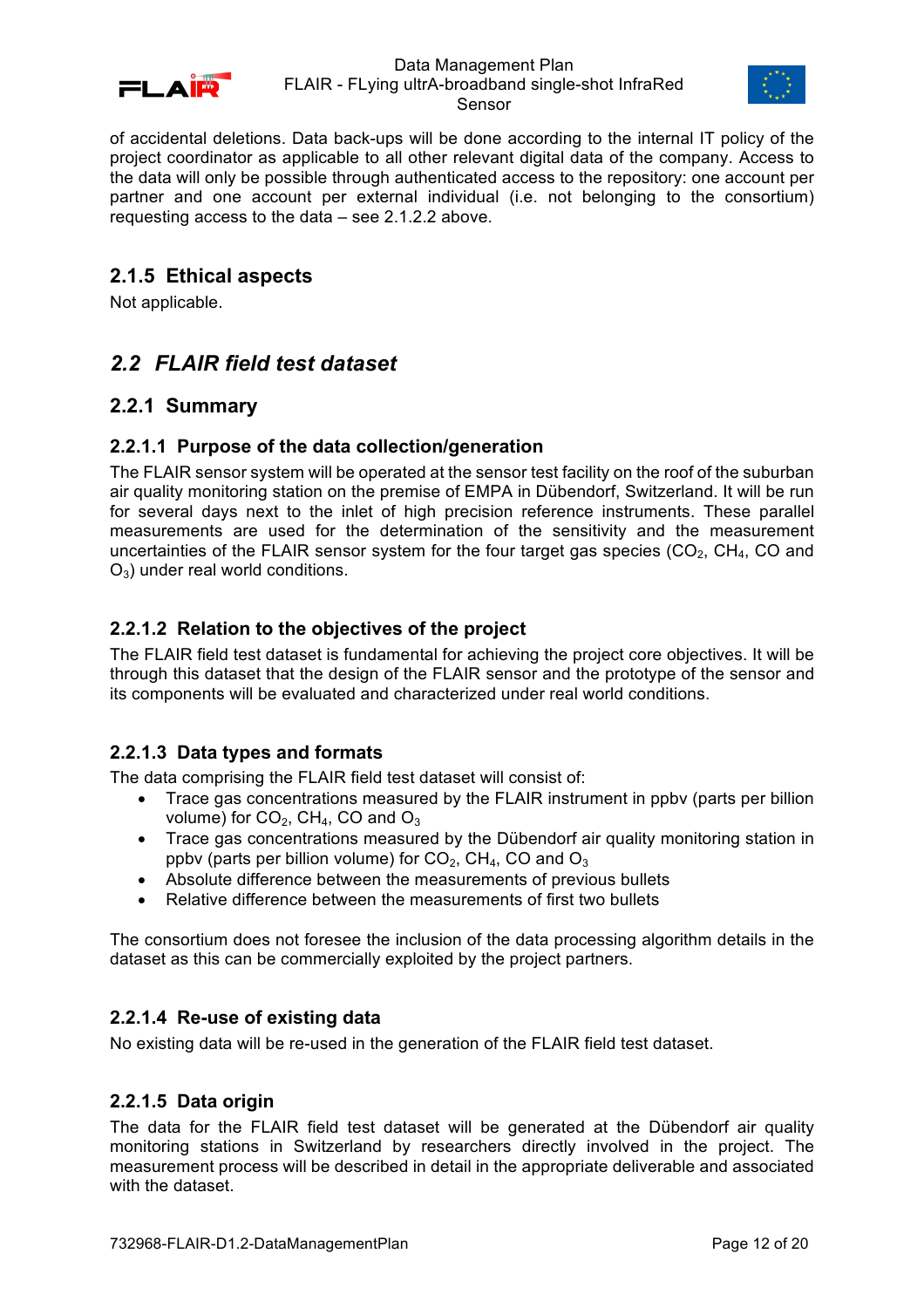of accidental deletions. Data back-ups will be done according to the internal IT policy of the project coordinator as applicable to all other relevant digital data of the company. Access to the data will only be possible through authenticated access to the repository: one account per partner and one account per external individual (i.e. not belonging to the consortium) requesting access to the data – see 2.1.2.2 above.

### 2.1.5 Ethical aspects

Not applicable.

## *2.2 FLAIR field test dataset*

### 2.2.1 Summary

#### 2.2.1.1 Purpose of the data collection/generation

The FLAIR sensor system will be operated at the sensor test facility on the roof of the suburban air quality monitoring station on the premise of EMPA in Dübendorf, Switzerland. It will be run for several days next to the inlet of high precision reference instruments. These parallel measurements are used for the determination of the sensitivity and the measurement uncertainties of the FLAIR sensor system for the four target gas species ($CO_2$, $CH_4$, CO and $O_3$) under real world conditions.

#### 2.2.1.2 Relation to the objectives of the project

The FLAIR field test dataset is fundamental for achieving the project core objectives. It will be through this dataset that the design of the FLAIR sensor and the prototype of the sensor and its components will be evaluated and characterized under real world conditions.

#### 2.2.1.3 Data types and formats

The data comprising the FLAIR field test dataset will consist of:

- Trace gas concentrations measured by the FLAIR instrument in ppbv (parts per billion volume) for $CO_2$, $CH_4$, CO and $O_3$
- Trace gas concentrations measured by the Dübendorf air quality monitoring station in ppbv (parts per billion volume) for $CO_2$, $CH_4$, CO and $O_3$
- Absolute difference between the measurements of previous bullets
- Relative difference between the measurements of first two bullets

The consortium does not foresee the inclusion of the data processing algorithm details in the dataset as this can be commercially exploited by the project partners.

#### 2.2.1.4 Re-use of existing data

No existing data will be re-used in the generation of the FLAIR field test dataset.

#### 2.2.1.5 Data origin

The data for the FLAIR field test dataset will be generated at the Dübendorf air quality monitoring stations in Switzerland by researchers directly involved in the project. The measurement process will be described in detail in the appropriate deliverable and associated with the dataset.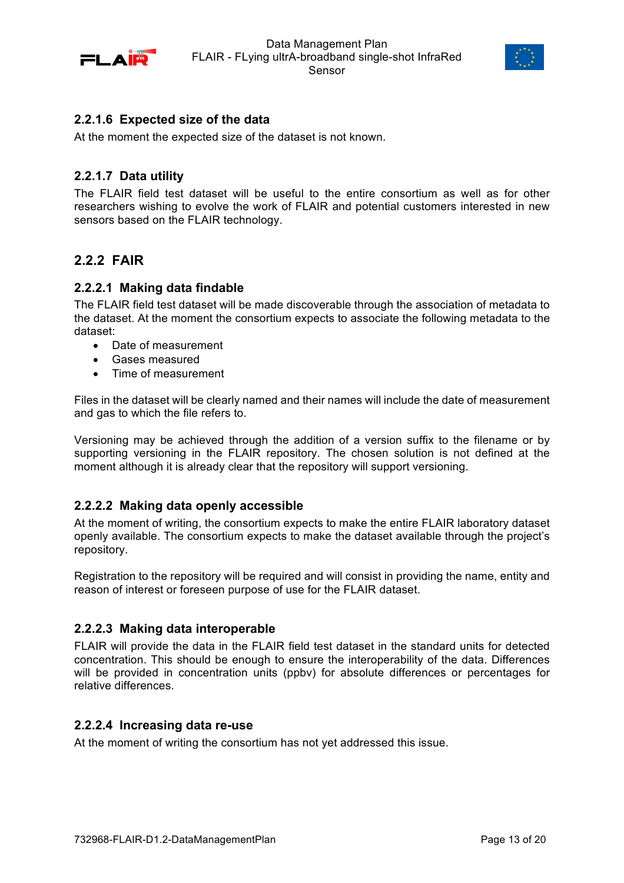#### 2.2.1.6 Expected size of the data

At the moment the expected size of the dataset is not known.

#### 2.2.1.7 Data utility

The FLAIR field test dataset will be useful to the entire consortium as well as for other researchers wishing to evolve the work of FLAIR and potential customers interested in new sensors based on the FLAIR technology.

### 2.2.2 FAIR

#### 2.2.2.1 Making data findable

The FLAIR field test dataset will be made discoverable through the association of metadata to the dataset. At the moment the consortium expects to associate the following metadata to the dataset:

- Date of measurement
- Gases measured
- Time of measurement

Files in the dataset will be clearly named and their names will include the date of measurement and gas to which the file refers to.

Versioning may be achieved through the addition of a version suffix to the filename or by supporting versioning in the FLAIR repository. The chosen solution is not defined at the moment although it is already clear that the repository will support versioning.

#### 2.2.2.2 Making data openly accessible

At the moment of writing, the consortium expects to make the entire FLAIR laboratory dataset openly available. The consortium expects to make the dataset available through the project's repository.

Registration to the repository will be required and will consist in providing the name, entity and reason of interest or foreseen purpose of use for the FLAIR dataset.

#### 2.2.2.3 Making data interoperable

FLAIR will provide the data in the FLAIR field test dataset in the standard units for detected concentration. This should be enough to ensure the interoperability of the data. Differences will be provided in concentration units (ppbv) for absolute differences or percentages for relative differences.

#### 2.2.2.4 Increasing data re-use

At the moment of writing the consortium has not yet addressed this issue.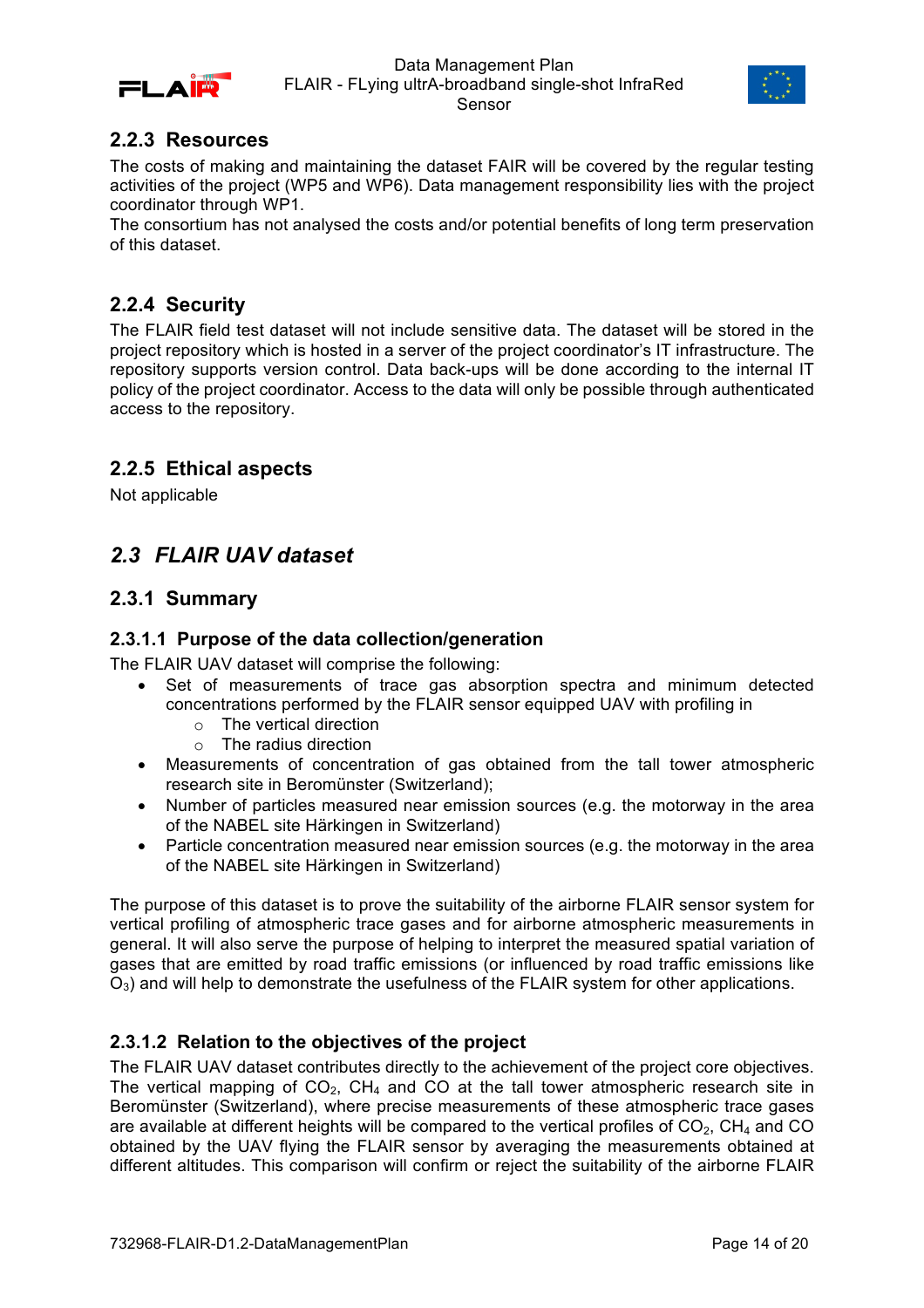### 2.2.3 Resources

The costs of making and maintaining the dataset FAIR will be covered by the regular testing activities of the project (WP5 and WP6). Data management responsibility lies with the project coordinator through WP1.
The consortium has not analysed the costs and/or potential benefits of long term preservation of this dataset.

### 2.2.4 Security

The FLAIR field test dataset will not include sensitive data. The dataset will be stored in the project repository which is hosted in a server of the project coordinator's IT infrastructure. The repository supports version control. Data back-ups will be done according to the internal IT policy of the project coordinator. Access to the data will only be possible through authenticated access to the repository.

### 2.2.5 Ethical aspects

Not applicable

## *2.3 FLAIR UAV dataset*

### 2.3.1 Summary

#### 2.3.1.1 Purpose of the data collection/generation

The FLAIR UAV dataset will comprise the following:

- Set of measurements of trace gas absorption spectra and minimum detected concentrations performed by the FLAIR sensor equipped UAV with profiling in
  - The vertical direction
  - The radius direction
- Measurements of concentration of gas obtained from the tall tower atmospheric research site in Beromünster (Switzerland);
- Number of particles measured near emission sources (e.g. the motorway in the area of the NABEL site Härkingen in Switzerland)
- Particle concentration measured near emission sources (e.g. the motorway in the area of the NABEL site Härkingen in Switzerland)

The purpose of this dataset is to prove the suitability of the airborne FLAIR sensor system for vertical profiling of atmospheric trace gases and for airborne atmospheric measurements in general. It will also serve the purpose of helping to interpret the measured spatial variation of gases that are emitted by road traffic emissions (or influenced by road traffic emissions like $O_3$) and will help to demonstrate the usefulness of the FLAIR system for other applications.

#### 2.3.1.2 Relation to the objectives of the project

The FLAIR UAV dataset contributes directly to the achievement of the project core objectives. The vertical mapping of $CO_2$, $CH_4$ and CO at the tall tower atmospheric research site in Beromünster (Switzerland), where precise measurements of these atmospheric trace gases are available at different heights will be compared to the vertical profiles of $CO_2$, $CH_4$ and CO obtained by the UAV flying the FLAIR sensor by averaging the measurements obtained at different altitudes. This comparison will confirm or reject the suitability of the airborne FLAIR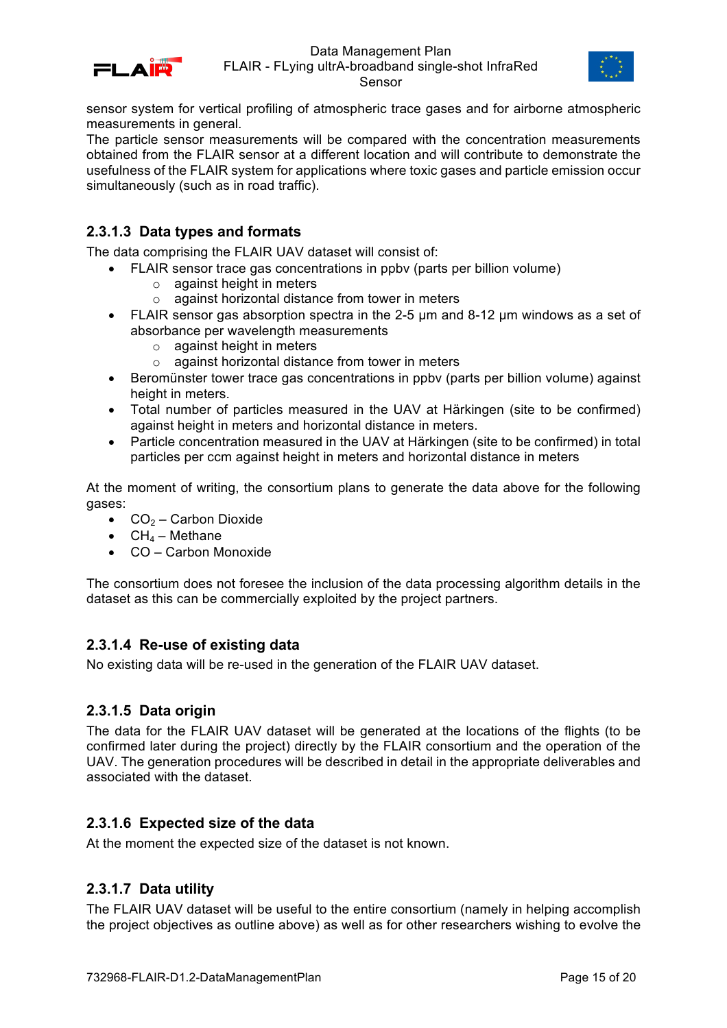sensor system for vertical profiling of atmospheric trace gases and for airborne atmospheric measurements in general.
The particle sensor measurements will be compared with the concentration measurements obtained from the FLAIR sensor at a different location and will contribute to demonstrate the usefulness of the FLAIR system for applications where toxic gases and particle emission occur simultaneously (such as in road traffic).

#### 2.3.1.3 Data types and formats

The data comprising the FLAIR UAV dataset will consist of:

- FLAIR sensor trace gas concentrations in ppbv (parts per billion volume)
  - against height in meters
  - against horizontal distance from tower in meters
- FLAIR sensor gas absorption spectra in the 2-5 µm and 8-12 µm windows as a set of absorbance per wavelength measurements
  - against height in meters
  - against horizontal distance from tower in meters
- Beromünster tower trace gas concentrations in ppbv (parts per billion volume) against height in meters.
- Total number of particles measured in the UAV at Härkingen (site to be confirmed) against height in meters and horizontal distance in meters.
- Particle concentration measured in the UAV at Härkingen (site to be confirmed) in total particles per ccm against height in meters and horizontal distance in meters

At the moment of writing, the consortium plans to generate the data above for the following gases:

- $CO_2$ – Carbon Dioxide
- $CH_4$ – Methane
- CO – Carbon Monoxide

The consortium does not foresee the inclusion of the data processing algorithm details in the dataset as this can be commercially exploited by the project partners.

#### 2.3.1.4 Re-use of existing data

No existing data will be re-used in the generation of the FLAIR UAV dataset.

#### 2.3.1.5 Data origin

The data for the FLAIR UAV dataset will be generated at the locations of the flights (to be confirmed later during the project) directly by the FLAIR consortium and the operation of the UAV. The generation procedures will be described in detail in the appropriate deliverables and associated with the dataset.

#### 2.3.1.6 Expected size of the data

At the moment the expected size of the dataset is not known.

#### 2.3.1.7 Data utility

The FLAIR UAV dataset will be useful to the entire consortium (namely in helping accomplish the project objectives as outline above) as well as for other researchers wishing to evolve the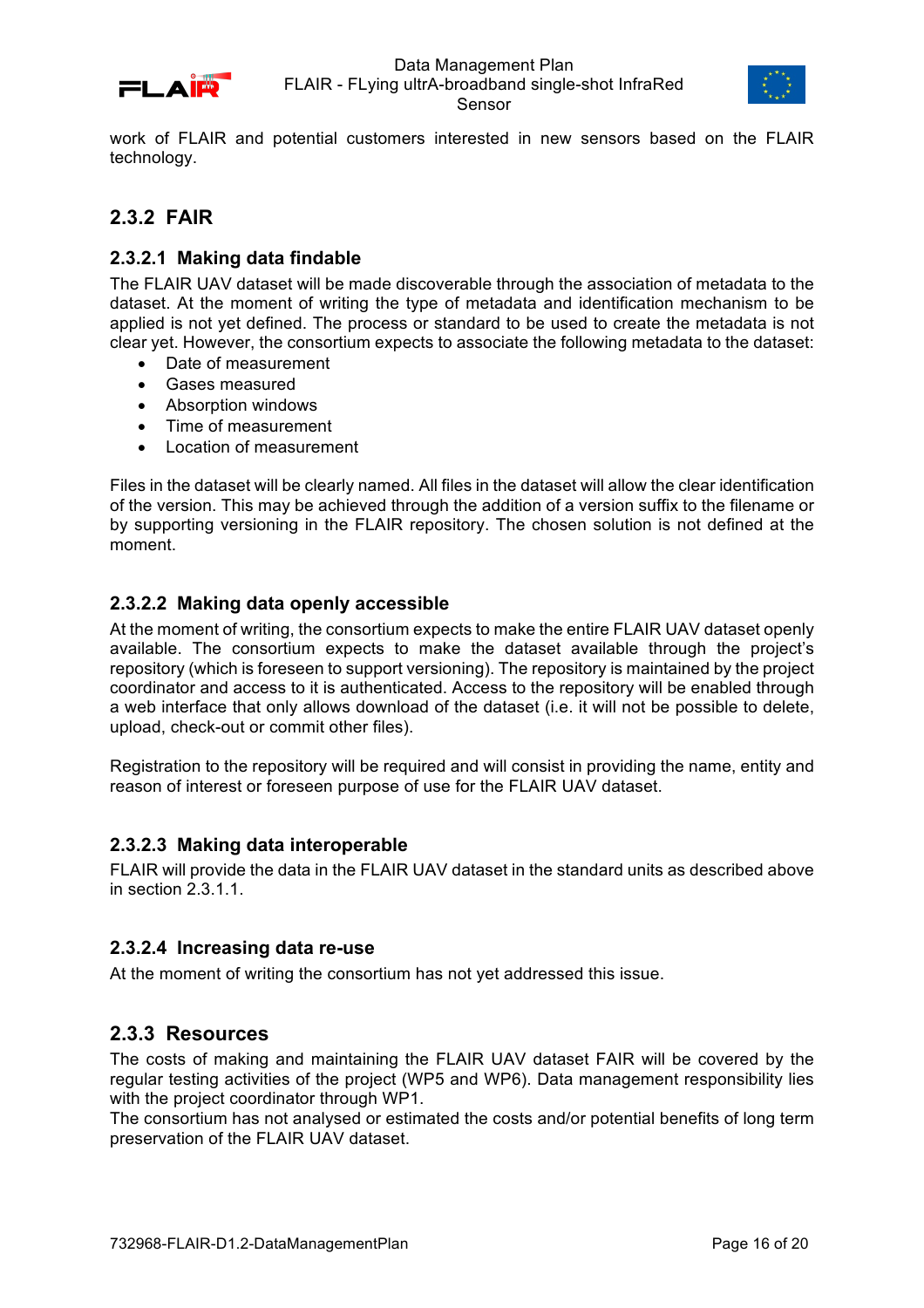work of FLAIR and potential customers interested in new sensors based on the FLAIR technology.

### 2.3.2 FAIR

#### 2.3.2.1 Making data findable

The FLAIR UAV dataset will be made discoverable through the association of metadata to the dataset. At the moment of writing the type of metadata and identification mechanism to be applied is not yet defined. The process or standard to be used to create the metadata is not clear yet. However, the consortium expects to associate the following metadata to the dataset:

- Date of measurement
- Gases measured
- Absorption windows
- Time of measurement
- Location of measurement

Files in the dataset will be clearly named. All files in the dataset will allow the clear identification of the version. This may be achieved through the addition of a version suffix to the filename or by supporting versioning in the FLAIR repository. The chosen solution is not defined at the moment.

#### 2.3.2.2 Making data openly accessible

At the moment of writing, the consortium expects to make the entire FLAIR UAV dataset openly available. The consortium expects to make the dataset available through the project's repository (which is foreseen to support versioning). The repository is maintained by the project coordinator and access to it is authenticated. Access to the repository will be enabled through a web interface that only allows download of the dataset (i.e. it will not be possible to delete, upload, check-out or commit other files).

Registration to the repository will be required and will consist in providing the name, entity and reason of interest or foreseen purpose of use for the FLAIR UAV dataset.

#### 2.3.2.3 Making data interoperable

FLAIR will provide the data in the FLAIR UAV dataset in the standard units as described above in section 2.3.1.1.

#### 2.3.2.4 Increasing data re-use

At the moment of writing the consortium has not yet addressed this issue.

### 2.3.3 Resources

The costs of making and maintaining the FLAIR UAV dataset FAIR will be covered by the regular testing activities of the project (WP5 and WP6). Data management responsibility lies with the project coordinator through WP1.
The consortium has not analysed or estimated the costs and/or potential benefits of long term preservation of the FLAIR UAV dataset.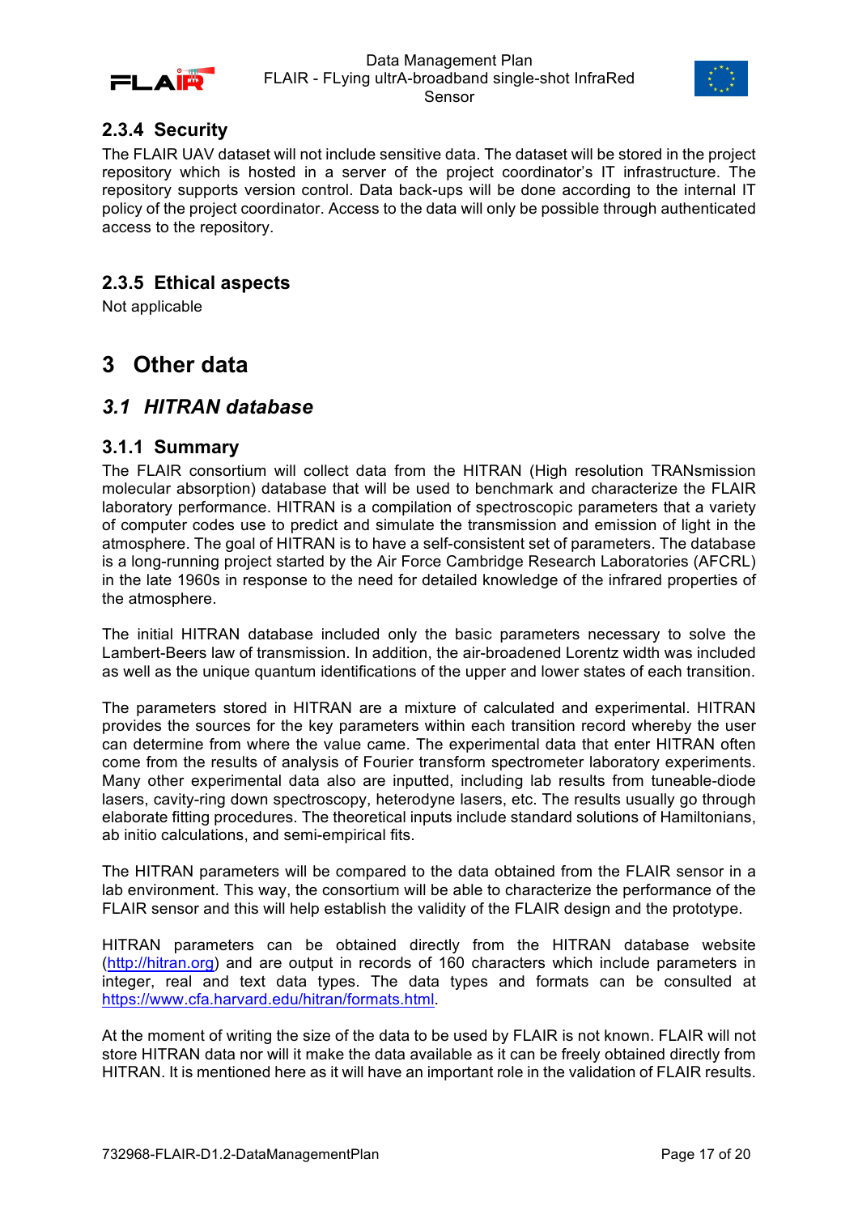### 2.3.4 Security

The FLAIR UAV dataset will not include sensitive data. The dataset will be stored in the project repository which is hosted in a server of the project coordinator's IT infrastructure. The repository supports version control. Data back-ups will be done according to the internal IT policy of the project coordinator. Access to the data will only be possible through authenticated access to the repository.

### 2.3.5 Ethical aspects

Not applicable

# 3 Other data

## *3.1 HITRAN database*

### 3.1.1 Summary

The FLAIR consortium will collect data from the HITRAN (High resolution TRANsmission molecular absorption) database that will be used to benchmark and characterize the FLAIR laboratory performance. HITRAN is a compilation of spectroscopic parameters that a variety of computer codes use to predict and simulate the transmission and emission of light in the atmosphere. The goal of HITRAN is to have a self-consistent set of parameters. The database is a long-running project started by the Air Force Cambridge Research Laboratories (AFCRL) in the late 1960s in response to the need for detailed knowledge of the infrared properties of the atmosphere.

The initial HITRAN database included only the basic parameters necessary to solve the Lambert-Beers law of transmission. In addition, the air-broadened Lorentz width was included as well as the unique quantum identifications of the upper and lower states of each transition.

The parameters stored in HITRAN are a mixture of calculated and experimental. HITRAN provides the sources for the key parameters within each transition record whereby the user can determine from where the value came. The experimental data that enter HITRAN often come from the results of analysis of Fourier transform spectrometer laboratory experiments. Many other experimental data also are inputted, including lab results from tuneable-diode lasers, cavity-ring down spectroscopy, heterodyne lasers, etc. The results usually go through elaborate fitting procedures. The theoretical inputs include standard solutions of Hamiltonians, ab initio calculations, and semi-empirical fits.

The HITRAN parameters will be compared to the data obtained from the FLAIR sensor in a lab environment. This way, the consortium will be able to characterize the performance of the FLAIR sensor and this will help establish the validity of the FLAIR design and the prototype.

HITRAN parameters can be obtained directly from the HITRAN database website (http://hitran.org) and are output in records of 160 characters which include parameters in integer, real and text data types. The data types and formats can be consulted at https://www.cfa.harvard.edu/hitran/formats.html.

At the moment of writing the size of the data to be used by FLAIR is not known. FLAIR will not store HITRAN data nor will it make the data available as it can be freely obtained directly from HITRAN. It is mentioned here as it will have an important role in the validation of FLAIR results.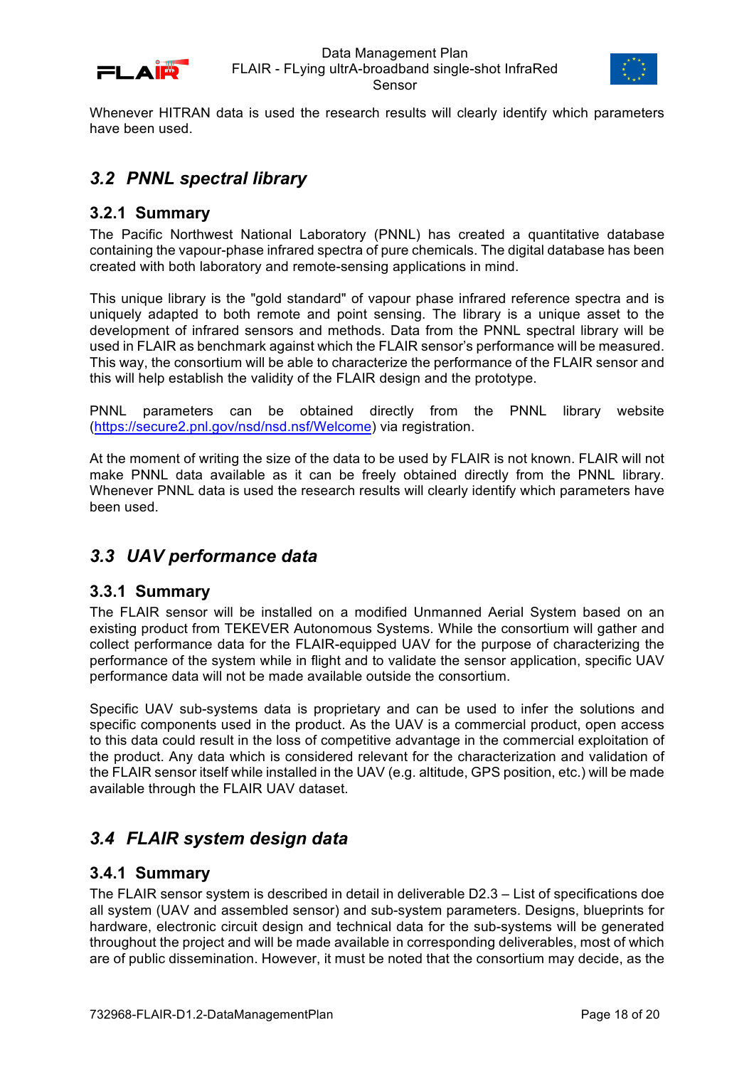Whenever HITRAN data is used the research results will clearly identify which parameters have been used.

## *3.2 PNNL spectral library*

### 3.2.1 Summary

The Pacific Northwest National Laboratory (PNNL) has created a quantitative database containing the vapour-phase infrared spectra of pure chemicals. The digital database has been created with both laboratory and remote-sensing applications in mind.

This unique library is the "gold standard" of vapour phase infrared reference spectra and is uniquely adapted to both remote and point sensing. The library is a unique asset to the development of infrared sensors and methods. Data from the PNNL spectral library will be used in FLAIR as benchmark against which the FLAIR sensor's performance will be measured. This way, the consortium will be able to characterize the performance of the FLAIR sensor and this will help establish the validity of the FLAIR design and the prototype.

PNNL parameters can be obtained directly from the PNNL library website (https://secure2.pnl.gov/nsd/nsd.nsf/Welcome) via registration.

At the moment of writing the size of the data to be used by FLAIR is not known. FLAIR will not make PNNL data available as it can be freely obtained directly from the PNNL library. Whenever PNNL data is used the research results will clearly identify which parameters have been used.

## *3.3 UAV performance data*

### 3.3.1 Summary

The FLAIR sensor will be installed on a modified Unmanned Aerial System based on an existing product from TEKEVER Autonomous Systems. While the consortium will gather and collect performance data for the FLAIR-equipped UAV for the purpose of characterizing the performance of the system while in flight and to validate the sensor application, specific UAV performance data will not be made available outside the consortium.

Specific UAV sub-systems data is proprietary and can be used to infer the solutions and specific components used in the product. As the UAV is a commercial product, open access to this data could result in the loss of competitive advantage in the commercial exploitation of the product. Any data which is considered relevant for the characterization and validation of the FLAIR sensor itself while installed in the UAV (e.g. altitude, GPS position, etc.) will be made available through the FLAIR UAV dataset.

## *3.4 FLAIR system design data*

### 3.4.1 Summary

The FLAIR sensor system is described in detail in deliverable D2.3 – List of specifications doe all system (UAV and assembled sensor) and sub-system parameters. Designs, blueprints for hardware, electronic circuit design and technical data for the sub-systems will be generated throughout the project and will be made available in corresponding deliverables, most of which are of public dissemination. However, it must be noted that the consortium may decide, as the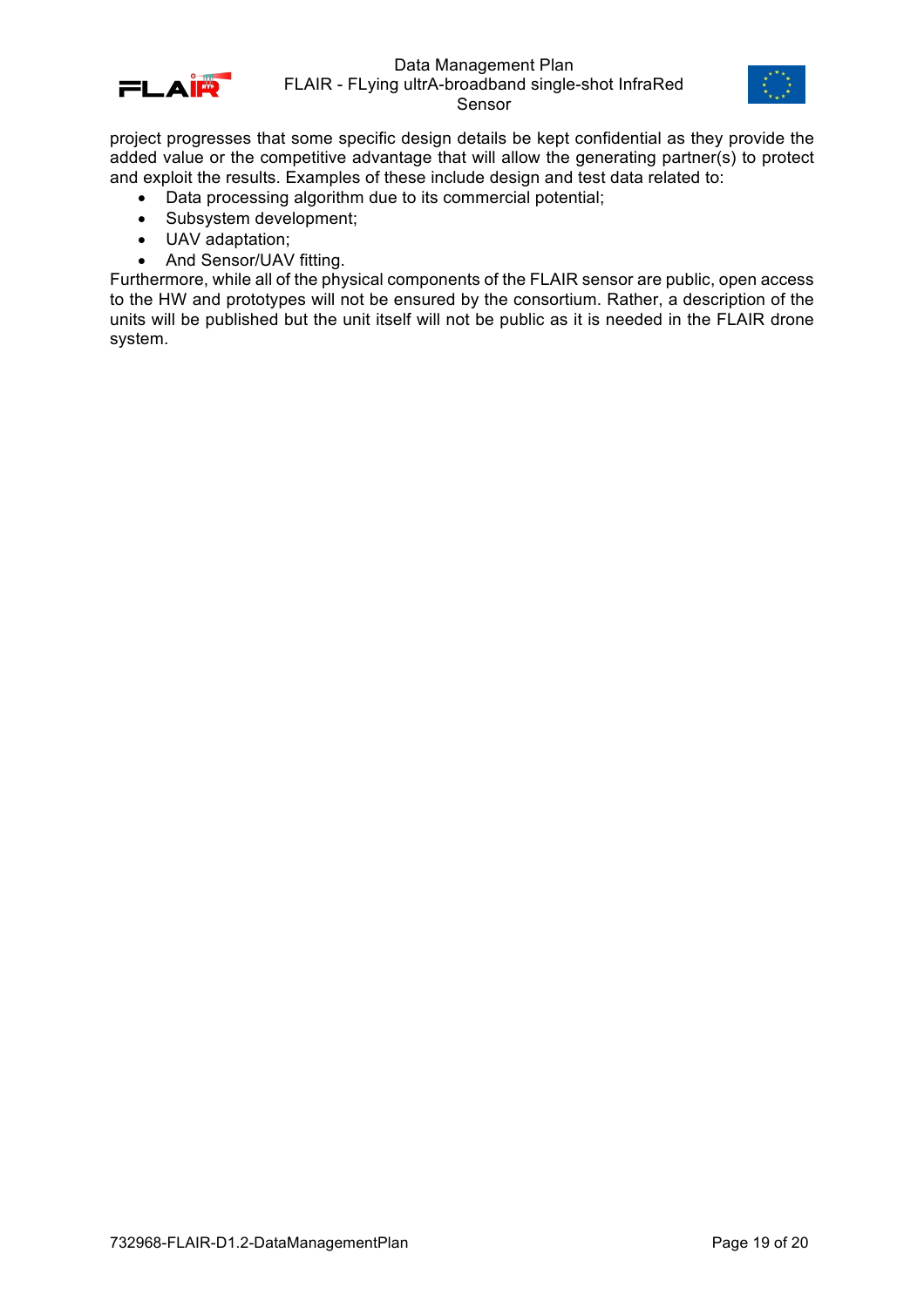project progresses that some specific design details be kept confidential as they provide the added value or the competitive advantage that will allow the generating partner(s) to protect and exploit the results. Examples of these include design and test data related to:

- Data processing algorithm due to its commercial potential;
- Subsystem development;
- UAV adaptation;
- And Sensor/UAV fitting.

Furthermore, while all of the physical components of the FLAIR sensor are public, open access to the HW and prototypes will not be ensured by the consortium. Rather, a description of the units will be published but the unit itself will not be public as it is needed in the FLAIR drone system.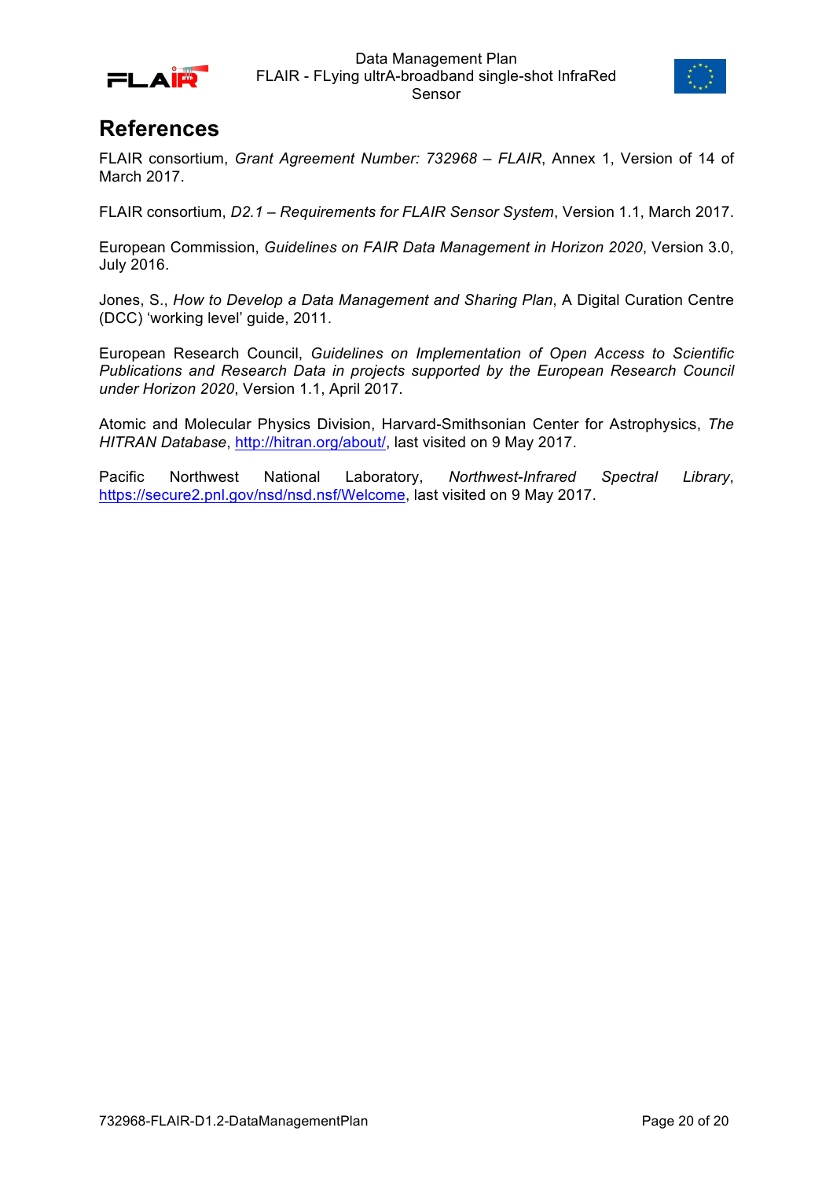# References

FLAIR consortium, *Grant Agreement Number: 732968 – FLAIR*, Annex 1, Version of 14 of March 2017.

FLAIR consortium, *D2.1 – Requirements for FLAIR Sensor System*, Version 1.1, March 2017.

European Commission, *Guidelines on FAIR Data Management in Horizon 2020*, Version 3.0, July 2016.

Jones, S., *How to Develop a Data Management and Sharing Plan*, A Digital Curation Centre (DCC) 'working level' guide, 2011.

European Research Council, *Guidelines on Implementation of Open Access to Scientific Publications and Research Data in projects supported by the European Research Council under Horizon 2020*, Version 1.1, April 2017.

Atomic and Molecular Physics Division, Harvard-Smithsonian Center for Astrophysics, *The HITRAN Database*, http://hitran.org/about/, last visited on 9 May 2017.

Pacific Northwest National Laboratory, *Northwest-Infrared Spectral Library*, https://secure2.pnl.gov/nsd/nsd.nsf/Welcome, last visited on 9 May 2017.